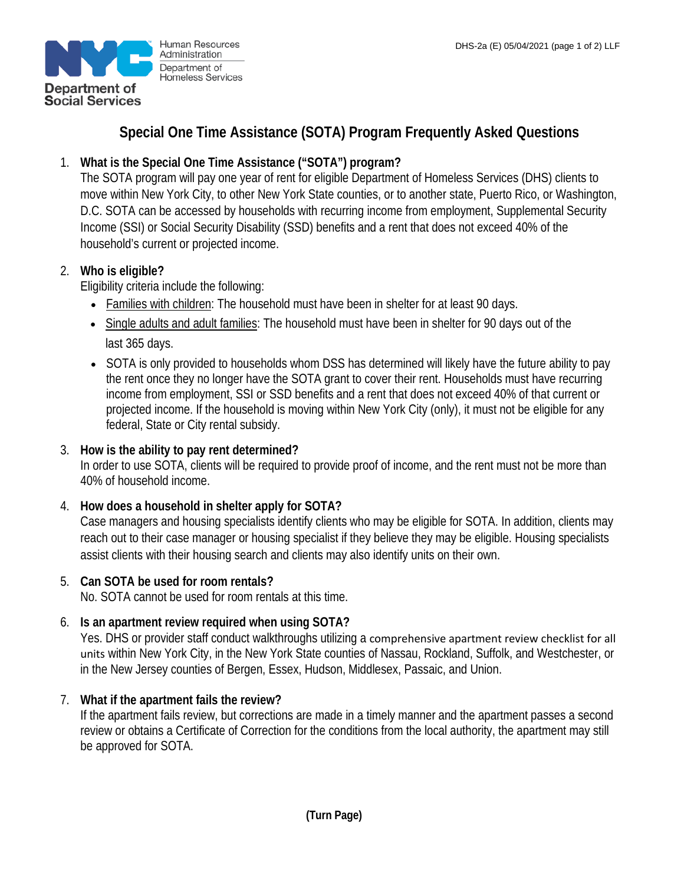Human Resources Administration
Department of Homeless Services
Department of Social Services

DHS-2a (E) 05/04/2021 (page 1 of 2) LLF

# Special One Time Assistance (SOTA) Program Frequently Asked Questions

1. **What is the Special One Time Assistance ("SOTA") program?**
   The SOTA program will pay one year of rent for eligible Department of Homeless Services (DHS) clients to move within New York City, to other New York State counties, or to another state, Puerto Rico, or Washington, D.C. SOTA can be accessed by households with recurring income from employment, Supplemental Security Income (SSI) or Social Security Disability (SSD) benefits and a rent that does not exceed 40% of the household's current or projected income.

2. **Who is eligible?**
   Eligibility criteria include the following:
   - Families with children: The household must have been in shelter for at least 90 days.
   - Single adults and adult families: The household must have been in shelter for 90 days out of the last 365 days.
   - SOTA is only provided to households whom DSS has determined will likely have the future ability to pay the rent once they no longer have the SOTA grant to cover their rent. Households must have recurring income from employment, SSI or SSD benefits and a rent that does not exceed 40% of that current or projected income. If the household is moving within New York City (only), it must not be eligible for any federal, State or City rental subsidy.

3. **How is the ability to pay rent determined?**
   In order to use SOTA, clients will be required to provide proof of income, and the rent must not be more than 40% of household income.

4. **How does a household in shelter apply for SOTA?**
   Case managers and housing specialists identify clients who may be eligible for SOTA. In addition, clients may reach out to their case manager or housing specialist if they believe they may be eligible. Housing specialists assist clients with their housing search and clients may also identify units on their own.

5. **Can SOTA be used for room rentals?**
   No. SOTA cannot be used for room rentals at this time.

6. **Is an apartment review required when using SOTA?**
   Yes. DHS or provider staff conduct walkthroughs utilizing a comprehensive apartment review checklist for all units within New York City, in the New York State counties of Nassau, Rockland, Suffolk, and Westchester, or in the New Jersey counties of Bergen, Essex, Hudson, Middlesex, Passaic, and Union.

7. **What if the apartment fails the review?**
   If the apartment fails review, but corrections are made in a timely manner and the apartment passes a second review or obtains a Certificate of Correction for the conditions from the local authority, the apartment may still be approved for SOTA.

**(Turn Page)**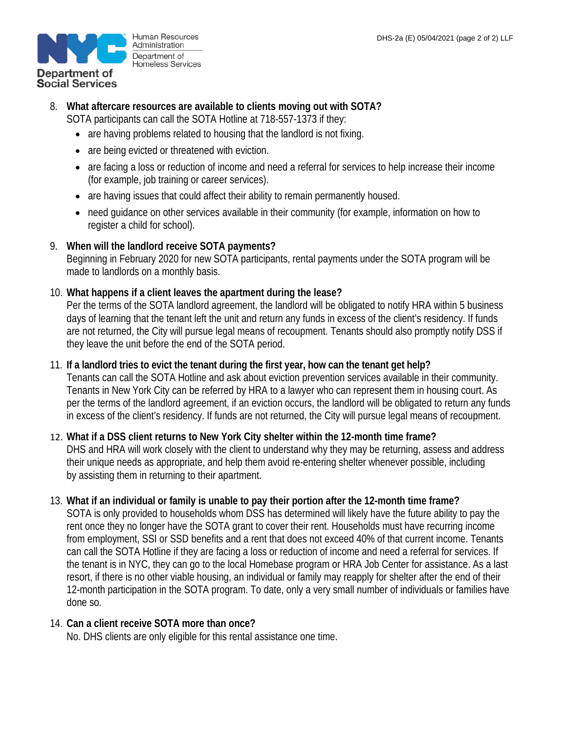8. **What aftercare resources are available to clients moving out with SOTA?**
   SOTA participants can call the SOTA Hotline at 718-557-1373 if they:
   - are having problems related to housing that the landlord is not fixing.
   - are being evicted or threatened with eviction.
   - are facing a loss or reduction of income and need a referral for services to help increase their income (for example, job training or career services).
   - are having issues that could affect their ability to remain permanently housed.
   - need guidance on other services available in their community (for example, information on how to register a child for school).

9. **When will the landlord receive SOTA payments?**
   Beginning in February 2020 for new SOTA participants, rental payments under the SOTA program will be made to landlords on a monthly basis.

10. **What happens if a client leaves the apartment during the lease?**
    Per the terms of the SOTA landlord agreement, the landlord will be obligated to notify HRA within 5 business days of learning that the tenant left the unit and return any funds in excess of the client's residency. If funds are not returned, the City will pursue legal means of recoupment. Tenants should also promptly notify DSS if they leave the unit before the end of the SOTA period.

11. **If a landlord tries to evict the tenant during the first year, how can the tenant get help?**
    Tenants can call the SOTA Hotline and ask about eviction prevention services available in their community. Tenants in New York City can be referred by HRA to a lawyer who can represent them in housing court. As per the terms of the landlord agreement, if an eviction occurs, the landlord will be obligated to return any funds in excess of the client's residency. If funds are not returned, the City will pursue legal means of recoupment.

12. **What if a DSS client returns to New York City shelter within the 12-month time frame?**
    DHS and HRA will work closely with the client to understand why they may be returning, assess and address their unique needs as appropriate, and help them avoid re-entering shelter whenever possible, including by assisting them in returning to their apartment.

13. **What if an individual or family is unable to pay their portion after the 12-month time frame?**
    SOTA is only provided to households whom DSS has determined will likely have the future ability to pay the rent once they no longer have the SOTA grant to cover their rent. Households must have recurring income from employment, SSI or SSD benefits and a rent that does not exceed 40% of that current income. Tenants can call the SOTA Hotline if they are facing a loss or reduction of income and need a referral for services. If the tenant is in NYC, they can go to the local Homebase program or HRA Job Center for assistance. As a last resort, if there is no other viable housing, an individual or family may reapply for shelter after the end of their 12-month participation in the SOTA program. To date, only a very small number of individuals or families have done so.

14. **Can a client receive SOTA more than once?**
    No. DHS clients are only eligible for this rental assistance one time.